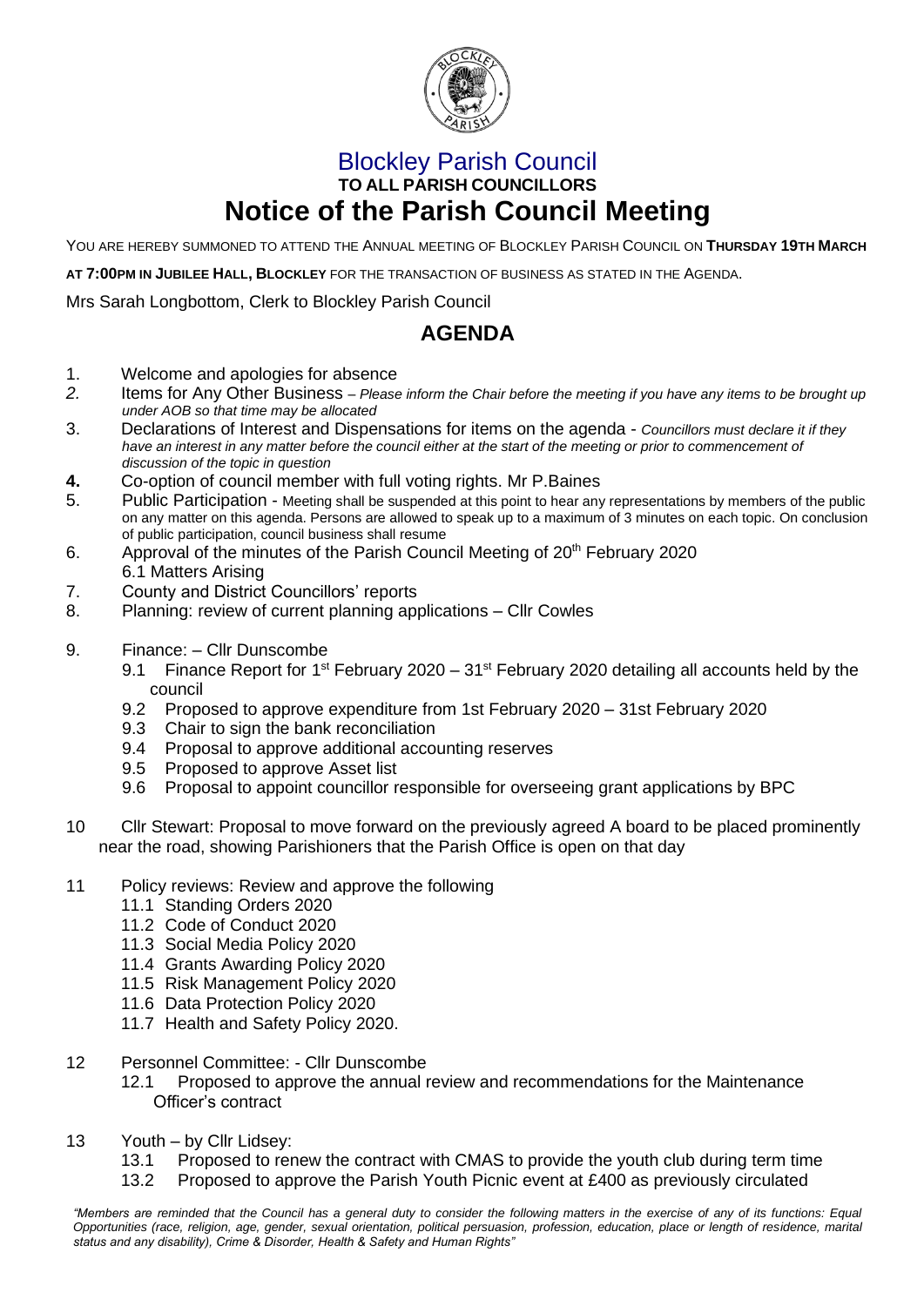# Blockley Parish Council

**TO ALL PARISH COUNCILLORS**

# Notice of the Parish Council Meeting

YOU ARE HEREBY SUMMONED TO ATTEND THE ANNUAL MEETING OF BLOCKLEY PARISH COUNCIL ON **THURSDAY 19TH MARCH AT 7:00PM IN JUBILEE HALL, BLOCKLEY** FOR THE TRANSACTION OF BUSINESS AS STATED IN THE AGENDA.

Mrs Sarah Longbottom, Clerk to Blockley Parish Council

## AGENDA

1. Welcome and apologies for absence
2. Items for Any Other Business – *Please inform the Chair before the meeting if you have any items to be brought up under AOB so that time may be allocated*
3. Declarations of Interest and Dispensations for items on the agenda - *Councillors must declare it if they have an interest in any matter before the council either at the start of the meeting or prior to commencement of discussion of the topic in question*
4. Co-option of council member with full voting rights. Mr P.Baines
5. Public Participation - Meeting shall be suspended at this point to hear any representations by members of the public on any matter on this agenda. Persons are allowed to speak up to a maximum of 3 minutes on each topic. On conclusion of public participation, council business shall resume
6. Approval of the minutes of the Parish Council Meeting of 20th February 2020
   6.1 Matters Arising
7. County and District Councillors' reports
8. Planning: review of current planning applications – Cllr Cowles
9. Finance: – Cllr Dunscombe
   9.1 Finance Report for 1st February 2020 – 31st February 2020 detailing all accounts held by the council
   9.2 Proposed to approve expenditure from 1st February 2020 – 31st February 2020
   9.3 Chair to sign the bank reconciliation
   9.4 Proposal to approve additional accounting reserves
   9.5 Proposed to approve Asset list
   9.6 Proposal to appoint councillor responsible for overseeing grant applications by BPC
10. Cllr Stewart: Proposal to move forward on the previously agreed A board to be placed prominently near the road, showing Parishioners that the Parish Office is open on that day
11. Policy reviews: Review and approve the following
    11.1 Standing Orders 2020
    11.2 Code of Conduct 2020
    11.3 Social Media Policy 2020
    11.4 Grants Awarding Policy 2020
    11.5 Risk Management Policy 2020
    11.6 Data Protection Policy 2020
    11.7 Health and Safety Policy 2020.
12. Personnel Committee: - Cllr Dunscombe
    12.1 Proposed to approve the annual review and recommendations for the Maintenance Officer's contract
13. Youth – by Cllr Lidsey:
    13.1 Proposed to renew the contract with CMAS to provide the youth club during term time
    13.2 Proposed to approve the Parish Youth Picnic event at £400 as previously circulated

*"Members are reminded that the Council has a general duty to consider the following matters in the exercise of any of its functions: Equal Opportunities (race, religion, age, gender, sexual orientation, political persuasion, profession, education, place or length of residence, marital status and any disability), Crime & Disorder, Health & Safety and Human Rights"*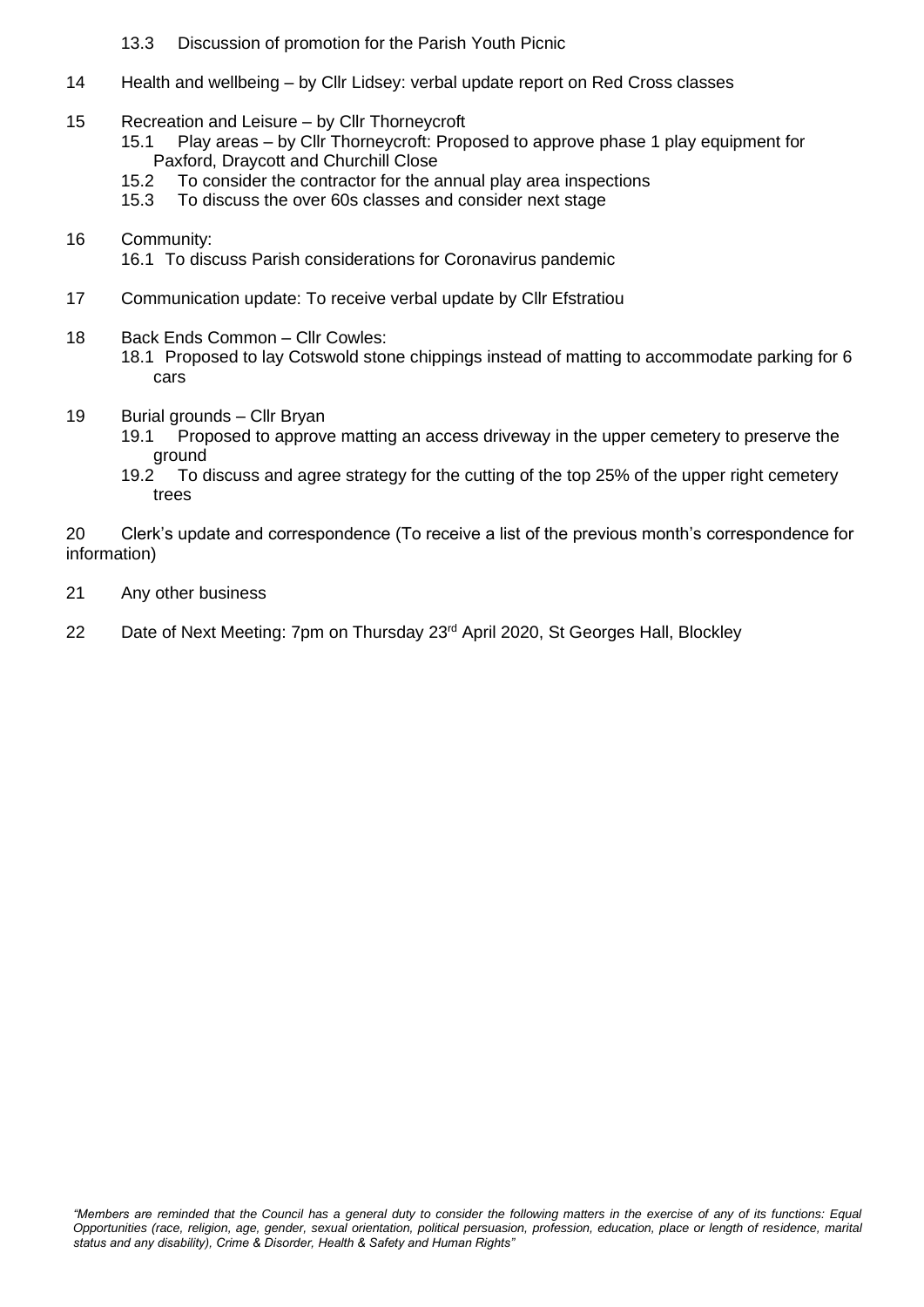13.3 Discussion of promotion for the Parish Youth Picnic

14 Health and wellbeing – by Cllr Lidsey: verbal update report on Red Cross classes

15 Recreation and Leisure – by Cllr Thorneycroft
   - 15.1 Play areas – by Cllr Thorneycroft: Proposed to approve phase 1 play equipment for Paxford, Draycott and Churchill Close
   - 15.2 To consider the contractor for the annual play area inspections
   - 15.3 To discuss the over 60s classes and consider next stage

16 Community:
   - 16.1 To discuss Parish considerations for Coronavirus pandemic

17 Communication update: To receive verbal update by Cllr Efstratiou

18 Back Ends Common – Cllr Cowles:
   - 18.1 Proposed to lay Cotswold stone chippings instead of matting to accommodate parking for 6 cars

19 Burial grounds – Cllr Bryan
   - 19.1 Proposed to approve matting an access driveway in the upper cemetery to preserve the ground
   - 19.2 To discuss and agree strategy for the cutting of the top 25% of the upper right cemetery trees

20 Clerk's update and correspondence (To receive a list of the previous month's correspondence for information)

21 Any other business

22 Date of Next Meeting: 7pm on Thursday 23rd April 2020, St Georges Hall, Blockley

*"Members are reminded that the Council has a general duty to consider the following matters in the exercise of any of its functions: Equal Opportunities (race, religion, age, gender, sexual orientation, political persuasion, profession, education, place or length of residence, marital status and any disability), Crime & Disorder, Health & Safety and Human Rights"*